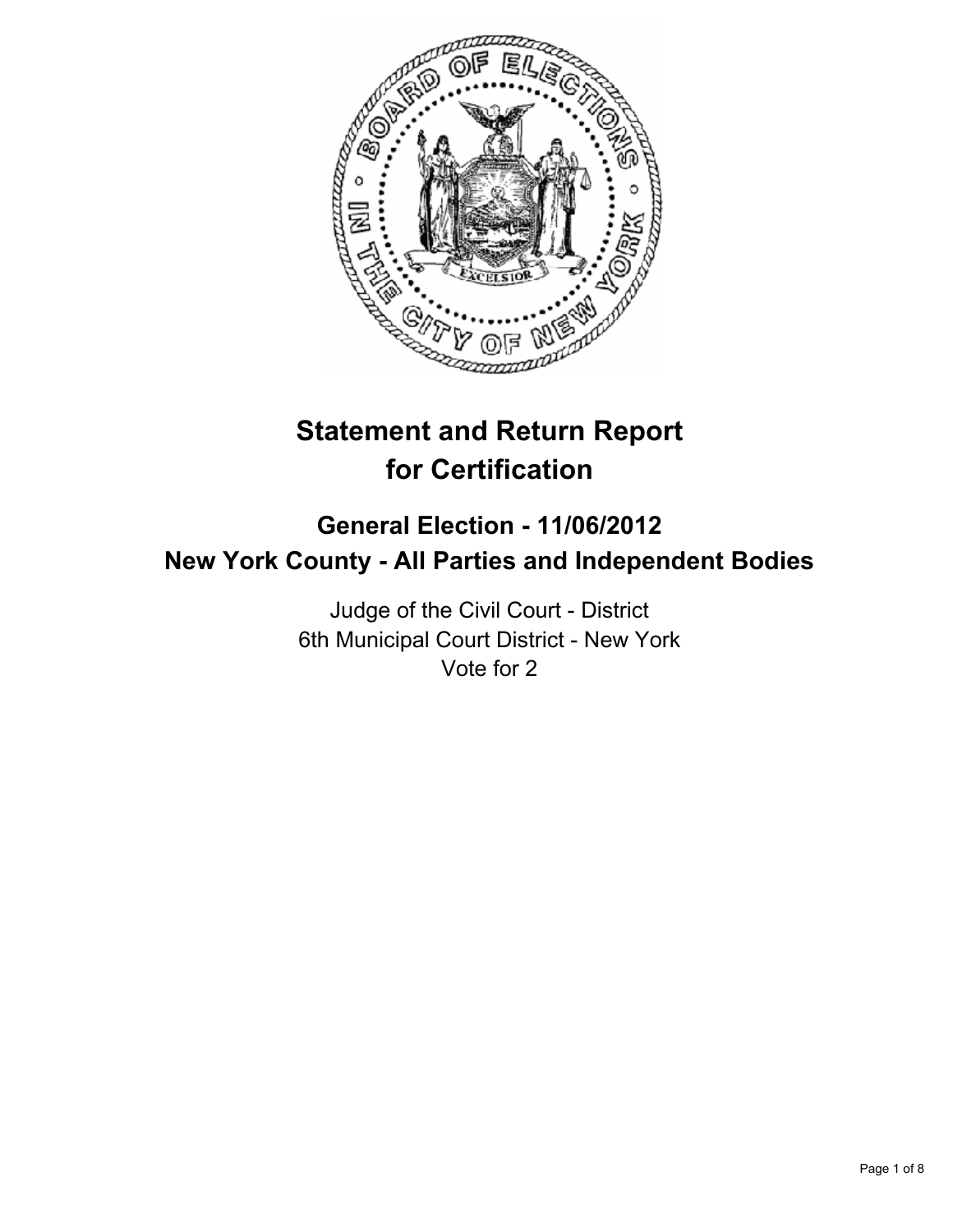# Statement and Return Report for Certification

## General Election - 11/06/2012
## New York County - All Parties and Independent Bodies

Judge of the Civil Court - District
6th Municipal Court District - New York
Vote for 2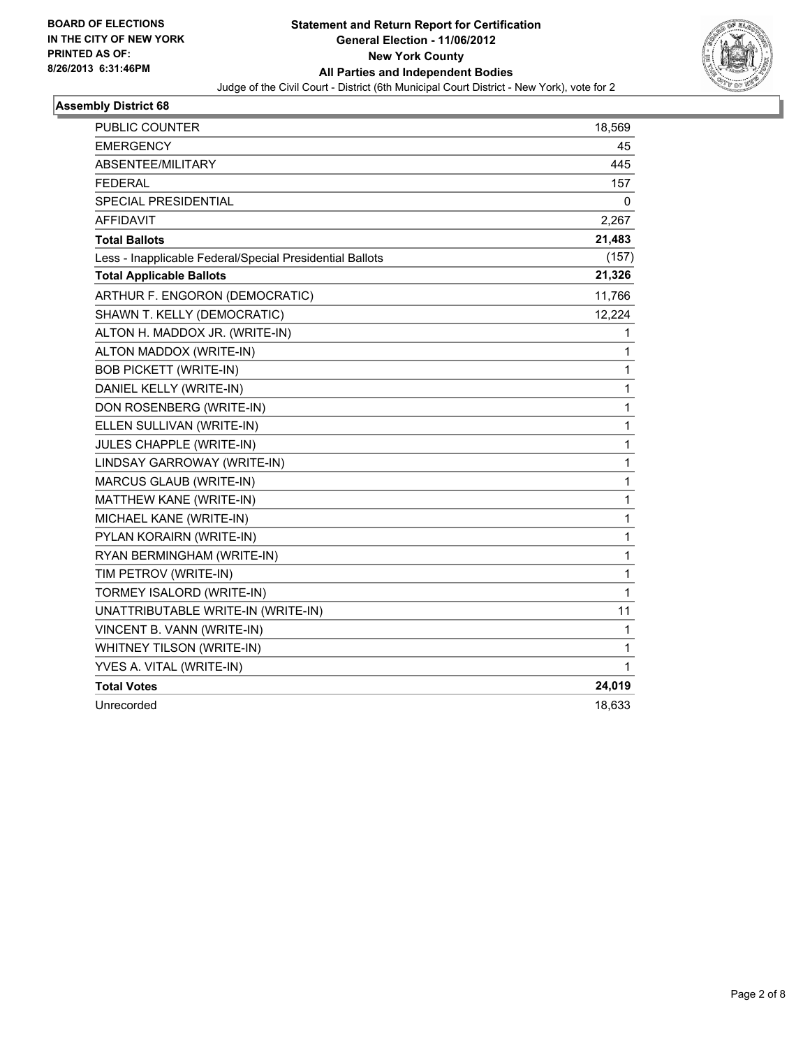**BOARD OF ELECTIONS**
**IN THE CITY OF NEW YORK**
**PRINTED AS OF:**
**8/26/2013 6:31:46PM**

# Statement and Return Report for Certification
## General Election - 11/06/2012
## New York County
## All Parties and Independent Bodies

Judge of the Civil Court - District (6th Municipal Court District - New York), vote for 2

### Assembly District 68

| | |
|---|---|
| PUBLIC COUNTER | 18,569 |
| EMERGENCY | 45 |
| ABSENTEE/MILITARY | 445 |
| FEDERAL | 157 |
| SPECIAL PRESIDENTIAL | 0 |
| AFFIDAVIT | 2,267 |
| **Total Ballots** | **21,483** |
| Less - Inapplicable Federal/Special Presidential Ballots | (157) |
| **Total Applicable Ballots** | **21,326** |
| ARTHUR F. ENGORON (DEMOCRATIC) | 11,766 |
| SHAWN T. KELLY (DEMOCRATIC) | 12,224 |
| ALTON H. MADDOX JR. (WRITE-IN) | 1 |
| ALTON MADDOX (WRITE-IN) | 1 |
| BOB PICKETT (WRITE-IN) | 1 |
| DANIEL KELLY (WRITE-IN) | 1 |
| DON ROSENBERG (WRITE-IN) | 1 |
| ELLEN SULLIVAN (WRITE-IN) | 1 |
| JULES CHAPPLE (WRITE-IN) | 1 |
| LINDSAY GARROWAY (WRITE-IN) | 1 |
| MARCUS GLAUB (WRITE-IN) | 1 |
| MATTHEW KANE (WRITE-IN) | 1 |
| MICHAEL KANE (WRITE-IN) | 1 |
| PYLAN KORAIRN (WRITE-IN) | 1 |
| RYAN BERMINGHAM (WRITE-IN) | 1 |
| TIM PETROV (WRITE-IN) | 1 |
| TORMEY ISALORD (WRITE-IN) | 1 |
| UNATTRIBUTABLE WRITE-IN (WRITE-IN) | 11 |
| VINCENT B. VANN (WRITE-IN) | 1 |
| WHITNEY TILSON (WRITE-IN) | 1 |
| YVES A. VITAL (WRITE-IN) | 1 |
| **Total Votes** | **24,019** |
| Unrecorded | 18,633 |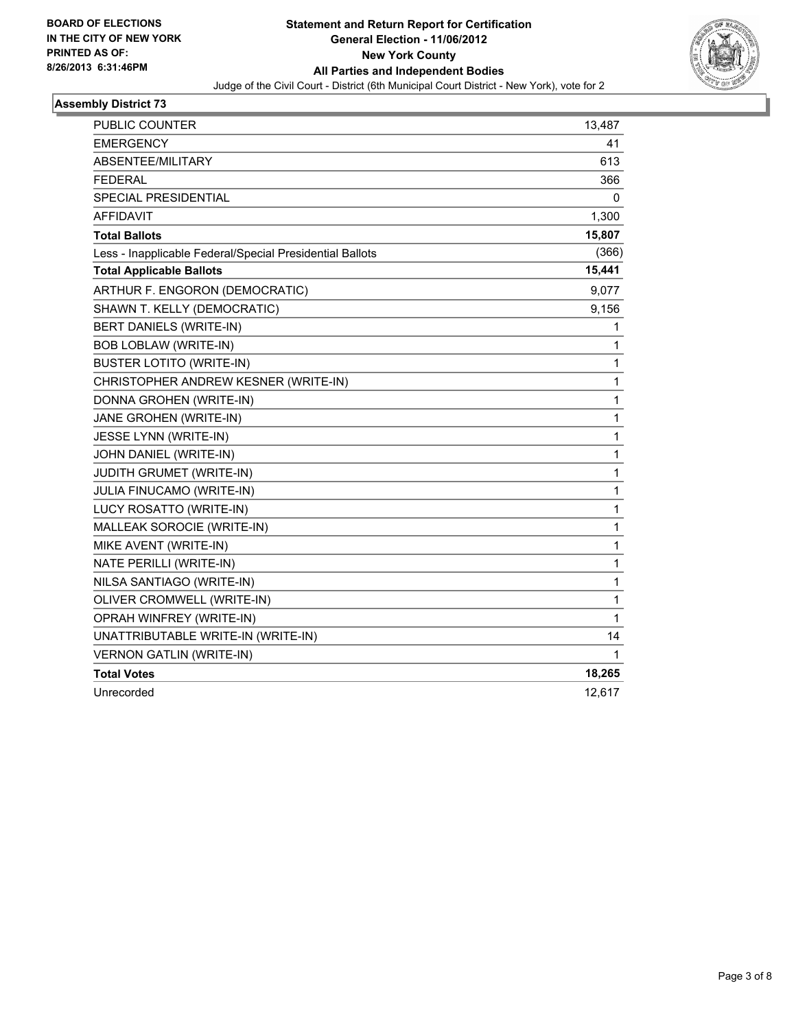**BOARD OF ELECTIONS**
**IN THE CITY OF NEW YORK**
**PRINTED AS OF:**
**8/26/2013 6:31:46PM**

# Statement and Return Report for Certification
## General Election - 11/06/2012
## New York County
## All Parties and Independent Bodies
Judge of the Civil Court - District (6th Municipal Court District - New York), vote for 2

### Assembly District 73

| | |
|---|---|
| PUBLIC COUNTER | 13,487 |
| EMERGENCY | 41 |
| ABSENTEE/MILITARY | 613 |
| FEDERAL | 366 |
| SPECIAL PRESIDENTIAL | 0 |
| AFFIDAVIT | 1,300 |
| **Total Ballots** | **15,807** |
| Less - Inapplicable Federal/Special Presidential Ballots | (366) |
| **Total Applicable Ballots** | **15,441** |
| ARTHUR F. ENGORON (DEMOCRATIC) | 9,077 |
| SHAWN T. KELLY (DEMOCRATIC) | 9,156 |
| BERT DANIELS (WRITE-IN) | 1 |
| BOB LOBLAW (WRITE-IN) | 1 |
| BUSTER LOTITO (WRITE-IN) | 1 |
| CHRISTOPHER ANDREW KESNER (WRITE-IN) | 1 |
| DONNA GROHEN (WRITE-IN) | 1 |
| JANE GROHEN (WRITE-IN) | 1 |
| JESSE LYNN (WRITE-IN) | 1 |
| JOHN DANIEL (WRITE-IN) | 1 |
| JUDITH GRUMET (WRITE-IN) | 1 |
| JULIA FINUCAMO (WRITE-IN) | 1 |
| LUCY ROSATTO (WRITE-IN) | 1 |
| MALLEAK SOROCIE (WRITE-IN) | 1 |
| MIKE AVENT (WRITE-IN) | 1 |
| NATE PERILLI (WRITE-IN) | 1 |
| NILSA SANTIAGO (WRITE-IN) | 1 |
| OLIVER CROMWELL (WRITE-IN) | 1 |
| OPRAH WINFREY (WRITE-IN) | 1 |
| UNATTRIBUTABLE WRITE-IN (WRITE-IN) | 14 |
| VERNON GATLIN (WRITE-IN) | 1 |
| **Total Votes** | **18,265** |
| Unrecorded | 12,617 |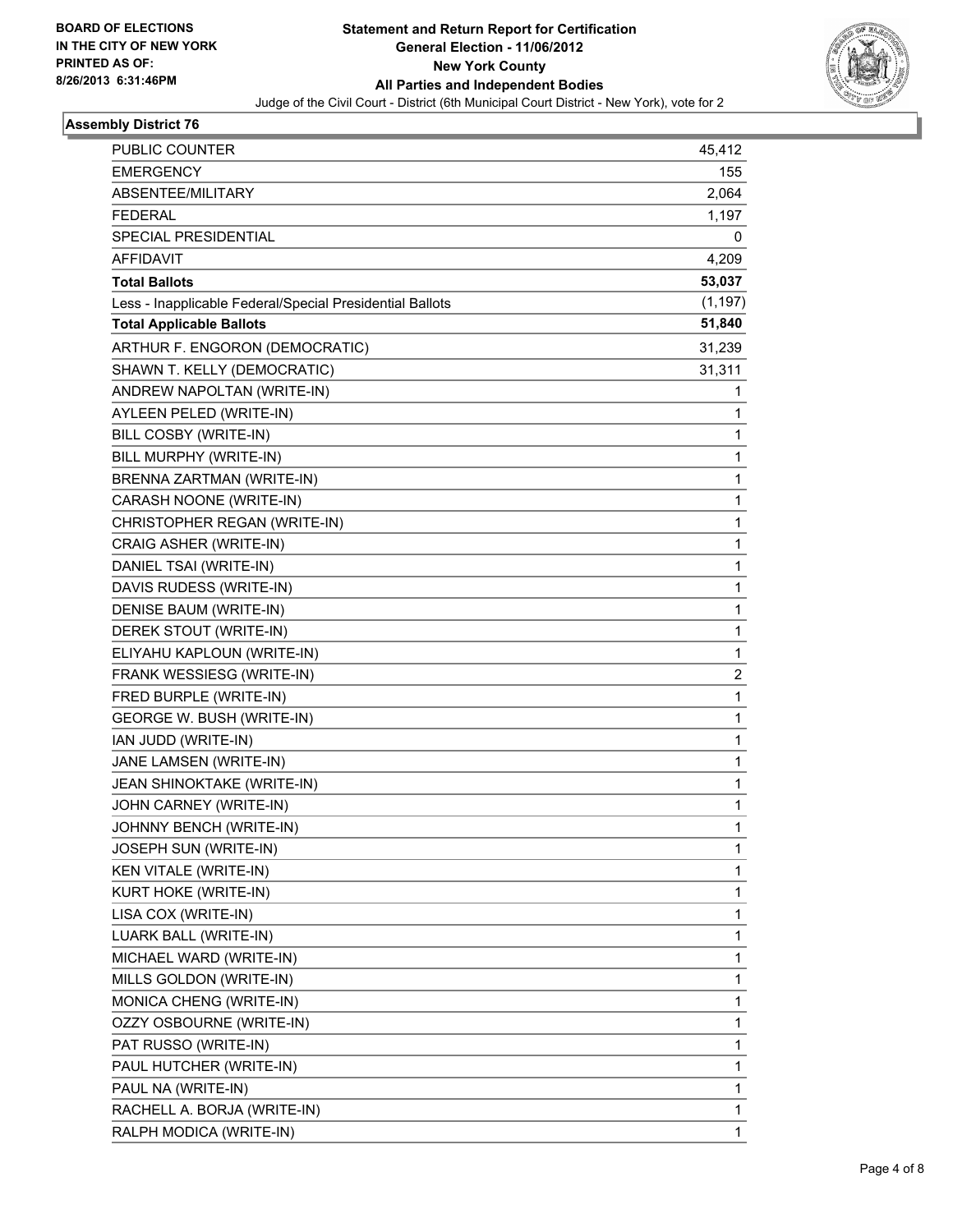**BOARD OF ELECTIONS IN THE CITY OF NEW YORK PRINTED AS OF: 8/26/2013 6:31:46PM**

# Statement and Return Report for Certification
## General Election - 11/06/2012
## New York County
## All Parties and Independent Bodies

Judge of the Civil Court - District (6th Municipal Court District - New York), vote for 2

### Assembly District 76

| | |
|---|---|
| PUBLIC COUNTER | 45,412 |
| EMERGENCY | 155 |
| ABSENTEE/MILITARY | 2,064 |
| FEDERAL | 1,197 |
| SPECIAL PRESIDENTIAL | 0 |
| AFFIDAVIT | 4,209 |
| **Total Ballots** | **53,037** |
| Less - Inapplicable Federal/Special Presidential Ballots | (1,197) |
| **Total Applicable Ballots** | **51,840** |
| ARTHUR F. ENGORON (DEMOCRATIC) | 31,239 |
| SHAWN T. KELLY (DEMOCRATIC) | 31,311 |
| ANDREW NAPOLTAN (WRITE-IN) | 1 |
| AYLEEN PELED (WRITE-IN) | 1 |
| BILL COSBY (WRITE-IN) | 1 |
| BILL MURPHY (WRITE-IN) | 1 |
| BRENNA ZARTMAN (WRITE-IN) | 1 |
| CARASH NOONE (WRITE-IN) | 1 |
| CHRISTOPHER REGAN (WRITE-IN) | 1 |
| CRAIG ASHER (WRITE-IN) | 1 |
| DANIEL TSAI (WRITE-IN) | 1 |
| DAVIS RUDESS (WRITE-IN) | 1 |
| DENISE BAUM (WRITE-IN) | 1 |
| DEREK STOUT (WRITE-IN) | 1 |
| ELIYAHU KAPLOUN (WRITE-IN) | 1 |
| FRANK WESSIESG (WRITE-IN) | 2 |
| FRED BURPLE (WRITE-IN) | 1 |
| GEORGE W. BUSH (WRITE-IN) | 1 |
| IAN JUDD (WRITE-IN) | 1 |
| JANE LAMSEN (WRITE-IN) | 1 |
| JEAN SHINOKTAKE (WRITE-IN) | 1 |
| JOHN CARNEY (WRITE-IN) | 1 |
| JOHNNY BENCH (WRITE-IN) | 1 |
| JOSEPH SUN (WRITE-IN) | 1 |
| KEN VITALE (WRITE-IN) | 1 |
| KURT HOKE (WRITE-IN) | 1 |
| LISA COX (WRITE-IN) | 1 |
| LUARK BALL (WRITE-IN) | 1 |
| MICHAEL WARD (WRITE-IN) | 1 |
| MILLS GOLDON (WRITE-IN) | 1 |
| MONICA CHENG (WRITE-IN) | 1 |
| OZZY OSBOURNE (WRITE-IN) | 1 |
| PAT RUSSO (WRITE-IN) | 1 |
| PAUL HUTCHER (WRITE-IN) | 1 |
| PAUL NA (WRITE-IN) | 1 |
| RACHELL A. BORJA (WRITE-IN) | 1 |
| RALPH MODICA (WRITE-IN) | 1 |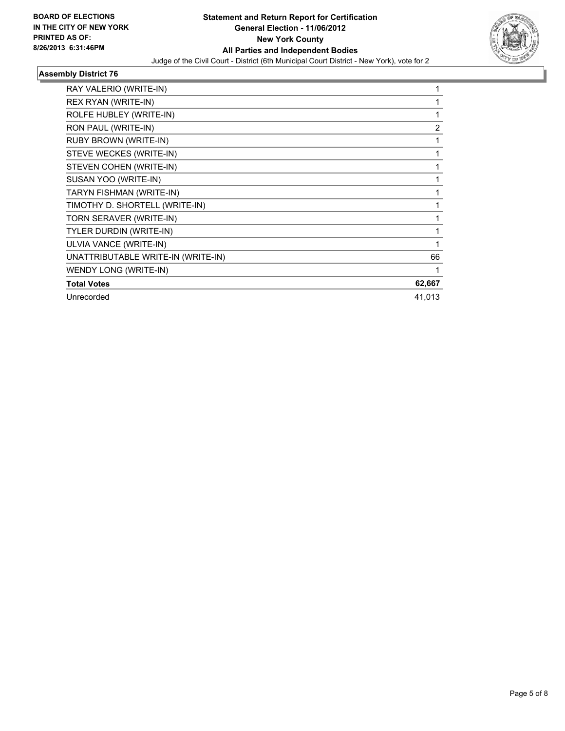**BOARD OF ELECTIONS IN THE CITY OF NEW YORK PRINTED AS OF: 8/26/2013 6:31:46PM**

**Statement and Return Report for Certification**
**General Election - 11/06/2012**
**New York County**
**All Parties and Independent Bodies**
Judge of the Civil Court - District (6th Municipal Court District - New York), vote for 2

### Assembly District 76

| | |
|---|---|
| RAY VALERIO (WRITE-IN) | 1 |
| REX RYAN (WRITE-IN) | 1 |
| ROLFE HUBLEY (WRITE-IN) | 1 |
| RON PAUL (WRITE-IN) | 2 |
| RUBY BROWN (WRITE-IN) | 1 |
| STEVE WECKES (WRITE-IN) | 1 |
| STEVEN COHEN (WRITE-IN) | 1 |
| SUSAN YOO (WRITE-IN) | 1 |
| TARYN FISHMAN (WRITE-IN) | 1 |
| TIMOTHY D. SHORTELL (WRITE-IN) | 1 |
| TORN SERAVER (WRITE-IN) | 1 |
| TYLER DURDIN (WRITE-IN) | 1 |
| ULVIA VANCE (WRITE-IN) | 1 |
| UNATTRIBUTABLE WRITE-IN (WRITE-IN) | 66 |
| WENDY LONG (WRITE-IN) | 1 |
| **Total Votes** | **62,667** |
| Unrecorded | 41,013 |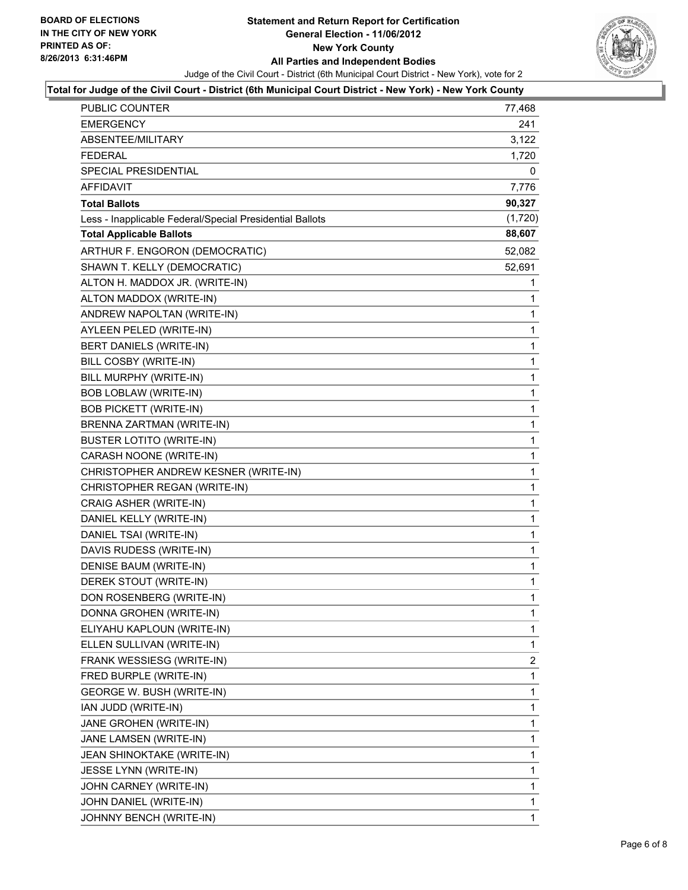**BOARD OF ELECTIONS IN THE CITY OF NEW YORK PRINTED AS OF: 8/26/2013 6:31:46PM**

# Statement and Return Report for Certification
## General Election - 11/06/2012
## New York County
## All Parties and Independent Bodies

Judge of the Civil Court - District (6th Municipal Court District - New York), vote for 2

### Total for Judge of the Civil Court - District (6th Municipal Court District - New York) - New York County

| | |
|---|---|
| PUBLIC COUNTER | 77,468 |
| EMERGENCY | 241 |
| ABSENTEE/MILITARY | 3,122 |
| FEDERAL | 1,720 |
| SPECIAL PRESIDENTIAL | 0 |
| AFFIDAVIT | 7,776 |
| **Total Ballots** | **90,327** |
| Less - Inapplicable Federal/Special Presidential Ballots | (1,720) |
| **Total Applicable Ballots** | **88,607** |
| ARTHUR F. ENGORON (DEMOCRATIC) | 52,082 |
| SHAWN T. KELLY (DEMOCRATIC) | 52,691 |
| ALTON H. MADDOX JR. (WRITE-IN) | 1 |
| ALTON MADDOX (WRITE-IN) | 1 |
| ANDREW NAPOLTAN (WRITE-IN) | 1 |
| AYLEEN PELED (WRITE-IN) | 1 |
| BERT DANIELS (WRITE-IN) | 1 |
| BILL COSBY (WRITE-IN) | 1 |
| BILL MURPHY (WRITE-IN) | 1 |
| BOB LOBLAW (WRITE-IN) | 1 |
| BOB PICKETT (WRITE-IN) | 1 |
| BRENNA ZARTMAN (WRITE-IN) | 1 |
| BUSTER LOTITO (WRITE-IN) | 1 |
| CARASH NOONE (WRITE-IN) | 1 |
| CHRISTOPHER ANDREW KESNER (WRITE-IN) | 1 |
| CHRISTOPHER REGAN (WRITE-IN) | 1 |
| CRAIG ASHER (WRITE-IN) | 1 |
| DANIEL KELLY (WRITE-IN) | 1 |
| DANIEL TSAI (WRITE-IN) | 1 |
| DAVIS RUDESS (WRITE-IN) | 1 |
| DENISE BAUM (WRITE-IN) | 1 |
| DEREK STOUT (WRITE-IN) | 1 |
| DON ROSENBERG (WRITE-IN) | 1 |
| DONNA GROHEN (WRITE-IN) | 1 |
| ELIYAHU KAPLOUN (WRITE-IN) | 1 |
| ELLEN SULLIVAN (WRITE-IN) | 1 |
| FRANK WESSIESG (WRITE-IN) | 2 |
| FRED BURPLE (WRITE-IN) | 1 |
| GEORGE W. BUSH (WRITE-IN) | 1 |
| IAN JUDD (WRITE-IN) | 1 |
| JANE GROHEN (WRITE-IN) | 1 |
| JANE LAMSEN (WRITE-IN) | 1 |
| JEAN SHINOKTAKE (WRITE-IN) | 1 |
| JESSE LYNN (WRITE-IN) | 1 |
| JOHN CARNEY (WRITE-IN) | 1 |
| JOHN DANIEL (WRITE-IN) | 1 |
| JOHNNY BENCH (WRITE-IN) | 1 |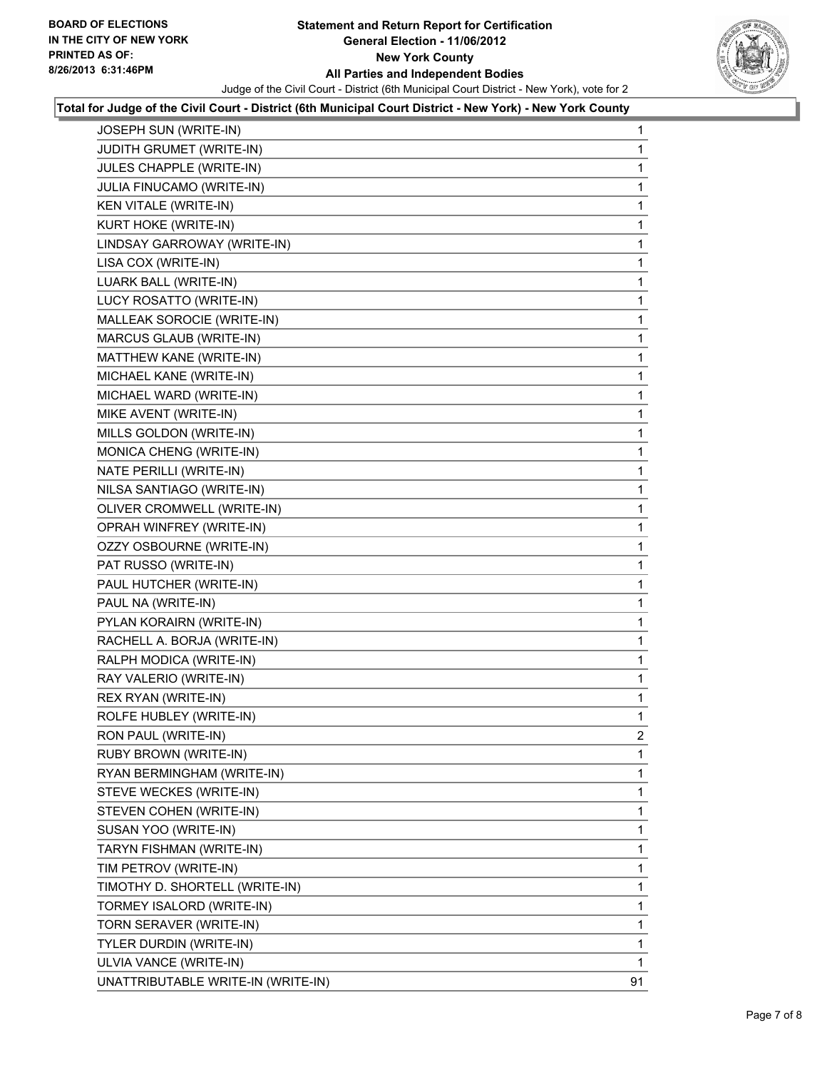**BOARD OF ELECTIONS IN THE CITY OF NEW YORK PRINTED AS OF: 8/26/2013 6:31:46PM**

# Statement and Return Report for Certification
## General Election - 11/06/2012
## New York County
## All Parties and Independent Bodies

Judge of the Civil Court - District (6th Municipal Court District - New York), vote for 2

**Total for Judge of the Civil Court - District (6th Municipal Court District - New York) - New York County**

| | |
|---|---|
| JOSEPH SUN (WRITE-IN) | 1 |
| JUDITH GRUMET (WRITE-IN) | 1 |
| JULES CHAPPLE (WRITE-IN) | 1 |
| JULIA FINUCAMO (WRITE-IN) | 1 |
| KEN VITALE (WRITE-IN) | 1 |
| KURT HOKE (WRITE-IN) | 1 |
| LINDSAY GARROWAY (WRITE-IN) | 1 |
| LISA COX (WRITE-IN) | 1 |
| LUARK BALL (WRITE-IN) | 1 |
| LUCY ROSATTO (WRITE-IN) | 1 |
| MALLEAK SOROCIE (WRITE-IN) | 1 |
| MARCUS GLAUB (WRITE-IN) | 1 |
| MATTHEW KANE (WRITE-IN) | 1 |
| MICHAEL KANE (WRITE-IN) | 1 |
| MICHAEL WARD (WRITE-IN) | 1 |
| MIKE AVENT (WRITE-IN) | 1 |
| MILLS GOLDON (WRITE-IN) | 1 |
| MONICA CHENG (WRITE-IN) | 1 |
| NATE PERILLI (WRITE-IN) | 1 |
| NILSA SANTIAGO (WRITE-IN) | 1 |
| OLIVER CROMWELL (WRITE-IN) | 1 |
| OPRAH WINFREY (WRITE-IN) | 1 |
| OZZY OSBOURNE (WRITE-IN) | 1 |
| PAT RUSSO (WRITE-IN) | 1 |
| PAUL HUTCHER (WRITE-IN) | 1 |
| PAUL NA (WRITE-IN) | 1 |
| PYLAN KORAIRN (WRITE-IN) | 1 |
| RACHELL A. BORJA (WRITE-IN) | 1 |
| RALPH MODICA (WRITE-IN) | 1 |
| RAY VALERIO (WRITE-IN) | 1 |
| REX RYAN (WRITE-IN) | 1 |
| ROLFE HUBLEY (WRITE-IN) | 1 |
| RON PAUL (WRITE-IN) | 2 |
| RUBY BROWN (WRITE-IN) | 1 |
| RYAN BERMINGHAM (WRITE-IN) | 1 |
| STEVE WECKES (WRITE-IN) | 1 |
| STEVEN COHEN (WRITE-IN) | 1 |
| SUSAN YOO (WRITE-IN) | 1 |
| TARYN FISHMAN (WRITE-IN) | 1 |
| TIM PETROV (WRITE-IN) | 1 |
| TIMOTHY D. SHORTELL (WRITE-IN) | 1 |
| TORMEY ISALORD (WRITE-IN) | 1 |
| TORN SERAVER (WRITE-IN) | 1 |
| TYLER DURDIN (WRITE-IN) | 1 |
| ULVIA VANCE (WRITE-IN) | 1 |
| UNATTRIBUTABLE WRITE-IN (WRITE-IN) | 91 |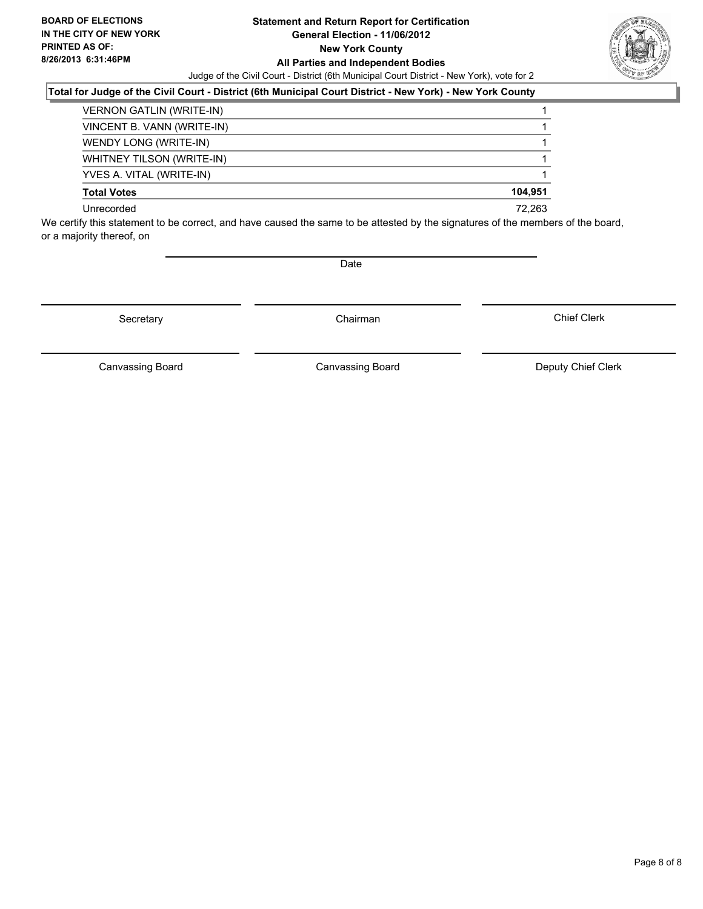**BOARD OF ELECTIONS IN THE CITY OF NEW YORK PRINTED AS OF: 8/26/2013 6:31:46PM**

**Statement and Return Report for Certification**
**General Election - 11/06/2012**
**New York County**
**All Parties and Independent Bodies**

Judge of the Civil Court - District (6th Municipal Court District - New York), vote for 2

**Total for Judge of the Civil Court - District (6th Municipal Court District - New York) - New York County**

| | |
|---|---|
| VERNON GATLIN (WRITE-IN) | 1 |
| VINCENT B. VANN (WRITE-IN) | 1 |
| WENDY LONG (WRITE-IN) | 1 |
| WHITNEY TILSON (WRITE-IN) | 1 |
| YVES A. VITAL (WRITE-IN) | 1 |
| **Total Votes** | **104,951** |
| Unrecorded | 72,263 |

We certify this statement to be correct, and have caused the same to be attested by the signatures of the members of the board, or a majority thereof, on

Date

Secretary | Chairman | Chief Clerk

Canvassing Board | Canvassing Board | Deputy Chief Clerk